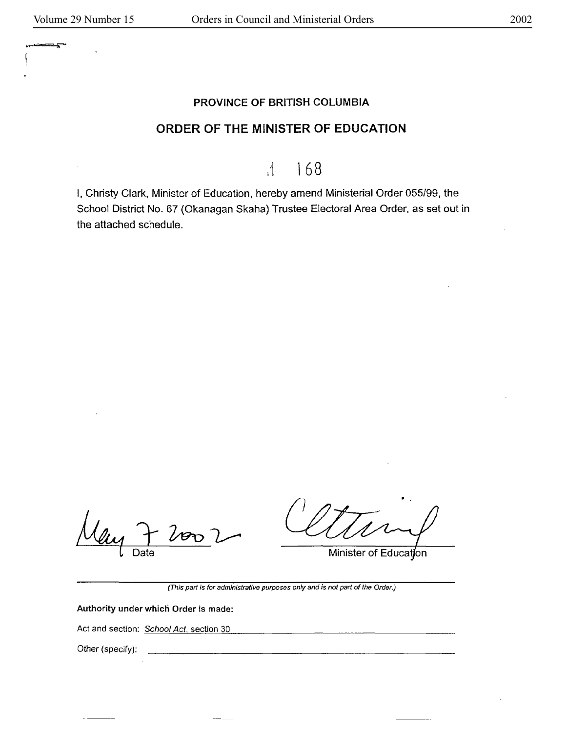**PROVINCE OF BRITISH COLUMBIA**

## ORDER OF THE MINISTER OF EDUCATION

M 168

I, Christy Clark, Minister of Education, hereby amend Ministerial Order 055/99, the School District No. 67 (Okanagan Skaha) Trustee Electoral Area Order, as set out in the attached schedule.

May 7 2002

Date

Minister of Education

*(This part is for administrative purposes only and is not part of the Order.)*

**Authority under which Order is made:**

Act and section: *School Act*, section 30

Other (specify):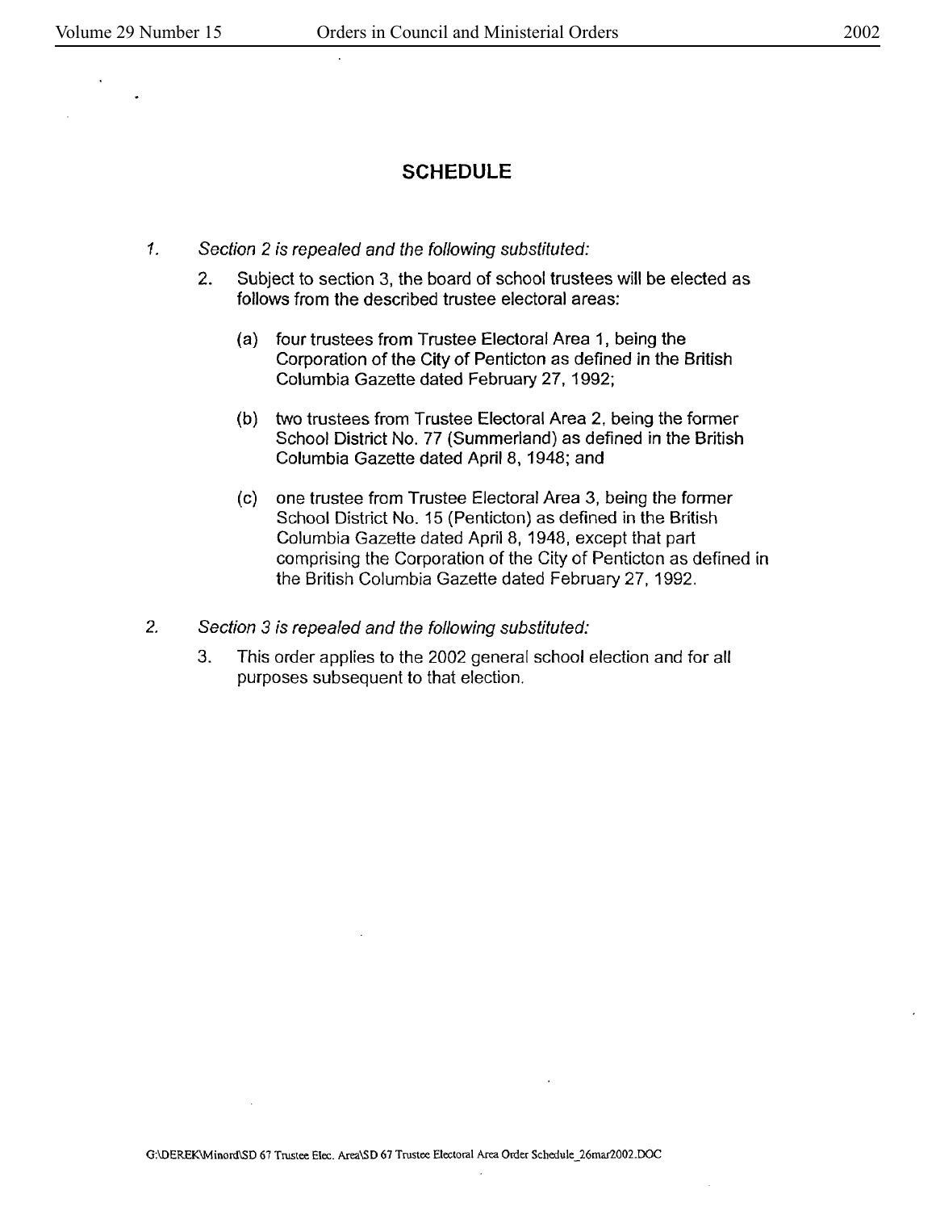## SCHEDULE

1. *Section 2 is repealed and the following substituted:*

   2. Subject to section 3, the board of school trustees will be elected as follows from the described trustee electoral areas:

      (a) four trustees from Trustee Electoral Area 1, being the Corporation of the City of Penticton as defined in the British Columbia Gazette dated February 27, 1992;

      (b) two trustees from Trustee Electoral Area 2, being the former School District No. 77 (Summerland) as defined in the British Columbia Gazette dated April 8, 1948; and

      (c) one trustee from Trustee Electoral Area 3, being the former School District No. 15 (Penticton) as defined in the British Columbia Gazette dated April 8, 1948, except that part comprising the Corporation of the City of Penticton as defined in the British Columbia Gazette dated February 27, 1992.

2. *Section 3 is repealed and the following substituted:*

   3. This order applies to the 2002 general school election and for all purposes subsequent to that election.

G:\DEREK\Minord\SD 67 Trustee Elec. Area\SD 67 Trustee Electoral Area Order Schedule_26mar2002.DOC